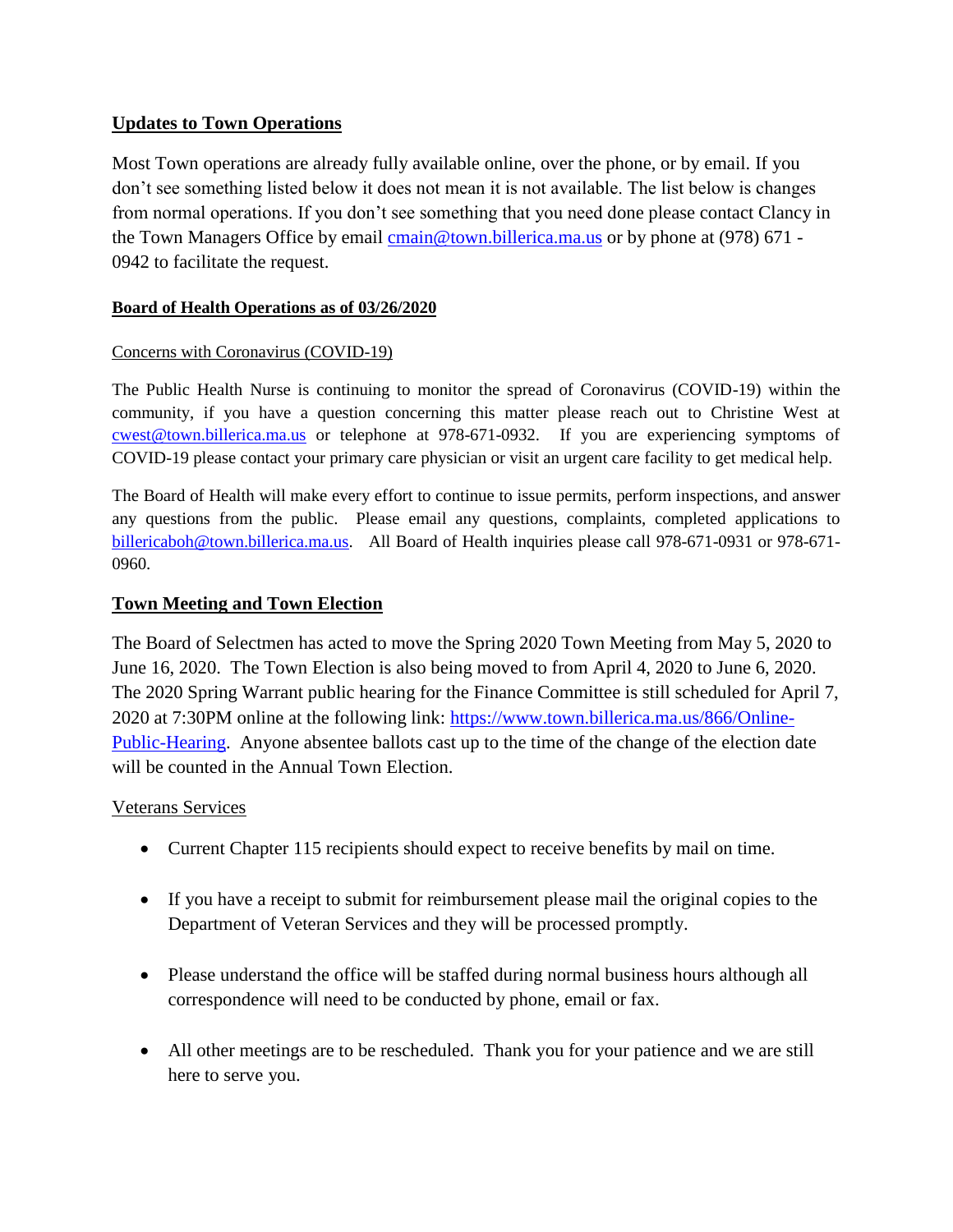## Updates to Town Operations

Most Town operations are already fully available online, over the phone, or by email. If you don't see something listed below it does not mean it is not available. The list below is changes from normal operations. If you don't see something that you need done please contact Clancy in the Town Managers Office by email cmain@town.billerica.ma.us or by phone at (978) 671 - 0942 to facilitate the request.

### Board of Health Operations as of 03/26/2020

Concerns with Coronavirus (COVID-19)

The Public Health Nurse is continuing to monitor the spread of Coronavirus (COVID-19) within the community, if you have a question concerning this matter please reach out to Christine West at cwest@town.billerica.ma.us or telephone at 978-671-0932. If you are experiencing symptoms of COVID-19 please contact your primary care physician or visit an urgent care facility to get medical help.

The Board of Health will make every effort to continue to issue permits, perform inspections, and answer any questions from the public. Please email any questions, complaints, completed applications to billericaboh@town.billerica.ma.us. All Board of Health inquiries please call 978-671-0931 or 978-671-0960.

## Town Meeting and Town Election

The Board of Selectmen has acted to move the Spring 2020 Town Meeting from May 5, 2020 to June 16, 2020. The Town Election is also being moved to from April 4, 2020 to June 6, 2020. The 2020 Spring Warrant public hearing for the Finance Committee is still scheduled for April 7, 2020 at 7:30PM online at the following link: https://www.town.billerica.ma.us/866/Online-Public-Hearing. Anyone absentee ballots cast up to the time of the change of the election date will be counted in the Annual Town Election.

Veterans Services

- Current Chapter 115 recipients should expect to receive benefits by mail on time.
- If you have a receipt to submit for reimbursement please mail the original copies to the Department of Veteran Services and they will be processed promptly.
- Please understand the office will be staffed during normal business hours although all correspondence will need to be conducted by phone, email or fax.
- All other meetings are to be rescheduled. Thank you for your patience and we are still here to serve you.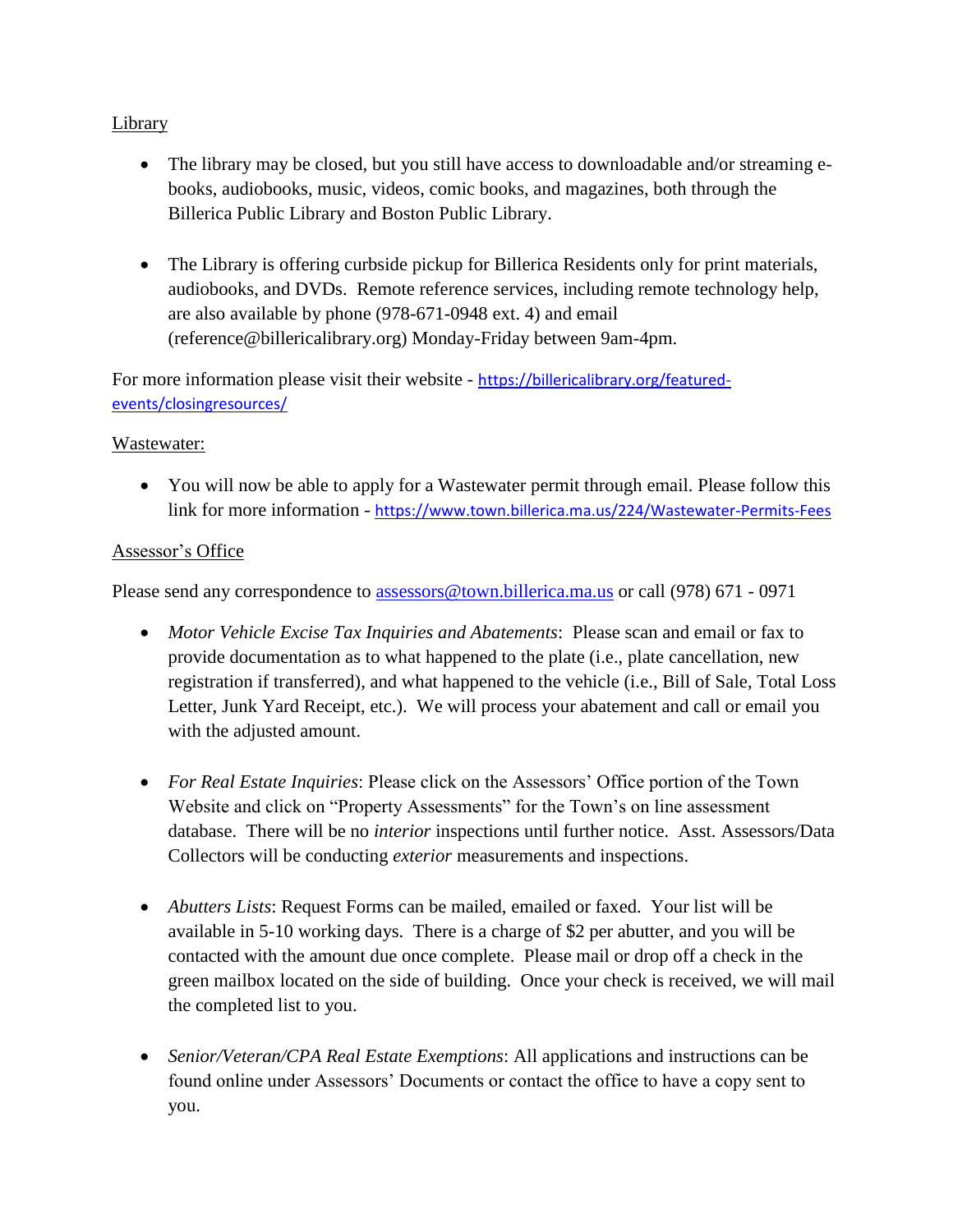Library

- The library may be closed, but you still have access to downloadable and/or streaming e-books, audiobooks, music, videos, comic books, and magazines, both through the Billerica Public Library and Boston Public Library.

- The Library is offering curbside pickup for Billerica Residents only for print materials, audiobooks, and DVDs. Remote reference services, including remote technology help, are also available by phone (978-671-0948 ext. 4) and email (reference@billericalibrary.org) Monday-Friday between 9am-4pm.

For more information please visit their website - https://billericalibrary.org/featured-events/closingresources/

Wastewater:

- You will now be able to apply for a Wastewater permit through email. Please follow this link for more information - https://www.town.billerica.ma.us/224/Wastewater-Permits-Fees

Assessor's Office

Please send any correspondence to assessors@town.billerica.ma.us or call (978) 671 - 0971

- *Motor Vehicle Excise Tax Inquiries and Abatements*: Please scan and email or fax to provide documentation as to what happened to the plate (i.e., plate cancellation, new registration if transferred), and what happened to the vehicle (i.e., Bill of Sale, Total Loss Letter, Junk Yard Receipt, etc.). We will process your abatement and call or email you with the adjusted amount.

- *For Real Estate Inquiries*: Please click on the Assessors' Office portion of the Town Website and click on "Property Assessments" for the Town's on line assessment database. There will be no *interior* inspections until further notice. Asst. Assessors/Data Collectors will be conducting *exterior* measurements and inspections.

- *Abutters Lists*: Request Forms can be mailed, emailed or faxed. Your list will be available in 5-10 working days. There is a charge of $2 per abutter, and you will be contacted with the amount due once complete. Please mail or drop off a check in the green mailbox located on the side of building. Once your check is received, we will mail the completed list to you.

- *Senior/Veteran/CPA Real Estate Exemptions*: All applications and instructions can be found online under Assessors' Documents or contact the office to have a copy sent to you.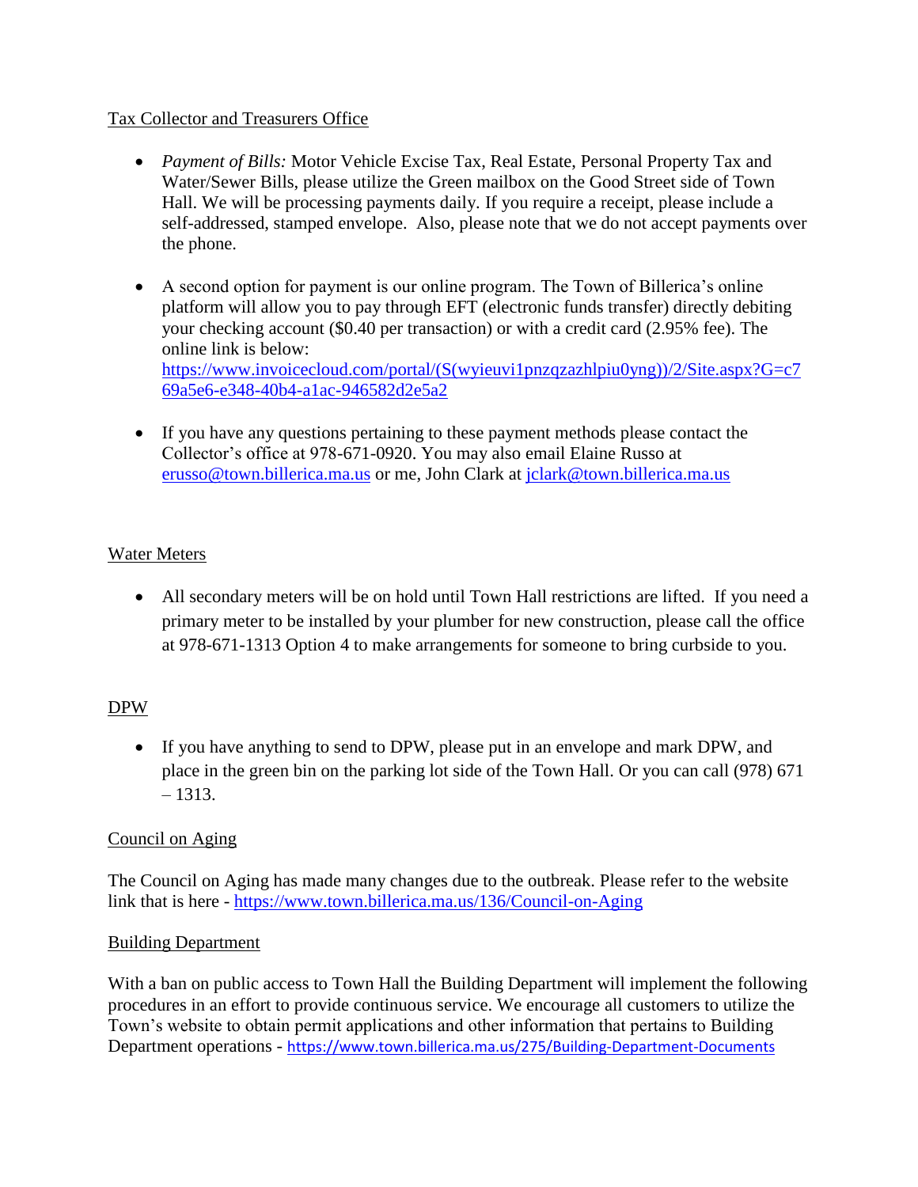## Tax Collector and Treasurers Office

- *Payment of Bills:* Motor Vehicle Excise Tax, Real Estate, Personal Property Tax and Water/Sewer Bills, please utilize the Green mailbox on the Good Street side of Town Hall. We will be processing payments daily. If you require a receipt, please include a self-addressed, stamped envelope. Also, please note that we do not accept payments over the phone.

- A second option for payment is our online program. The Town of Billerica's online platform will allow you to pay through EFT (electronic funds transfer) directly debiting your checking account ($0.40 per transaction) or with a credit card (2.95% fee). The online link is below: https://www.invoicecloud.com/portal/(S(wyieuvi1pnzqzazhlpiu0yng))/2/Site.aspx?G=c769a5e6-e348-40b4-a1ac-946582d2e5a2

- If you have any questions pertaining to these payment methods please contact the Collector's office at 978-671-0920. You may also email Elaine Russo at erusso@town.billerica.ma.us or me, John Clark at jclark@town.billerica.ma.us

## Water Meters

- All secondary meters will be on hold until Town Hall restrictions are lifted. If you need a primary meter to be installed by your plumber for new construction, please call the office at 978-671-1313 Option 4 to make arrangements for someone to bring curbside to you.

## DPW

- If you have anything to send to DPW, please put in an envelope and mark DPW, and place in the green bin on the parking lot side of the Town Hall. Or you can call (978) 671 – 1313.

## Council on Aging

The Council on Aging has made many changes due to the outbreak. Please refer to the website link that is here - https://www.town.billerica.ma.us/136/Council-on-Aging

## Building Department

With a ban on public access to Town Hall the Building Department will implement the following procedures in an effort to provide continuous service. We encourage all customers to utilize the Town's website to obtain permit applications and other information that pertains to Building Department operations - https://www.town.billerica.ma.us/275/Building-Department-Documents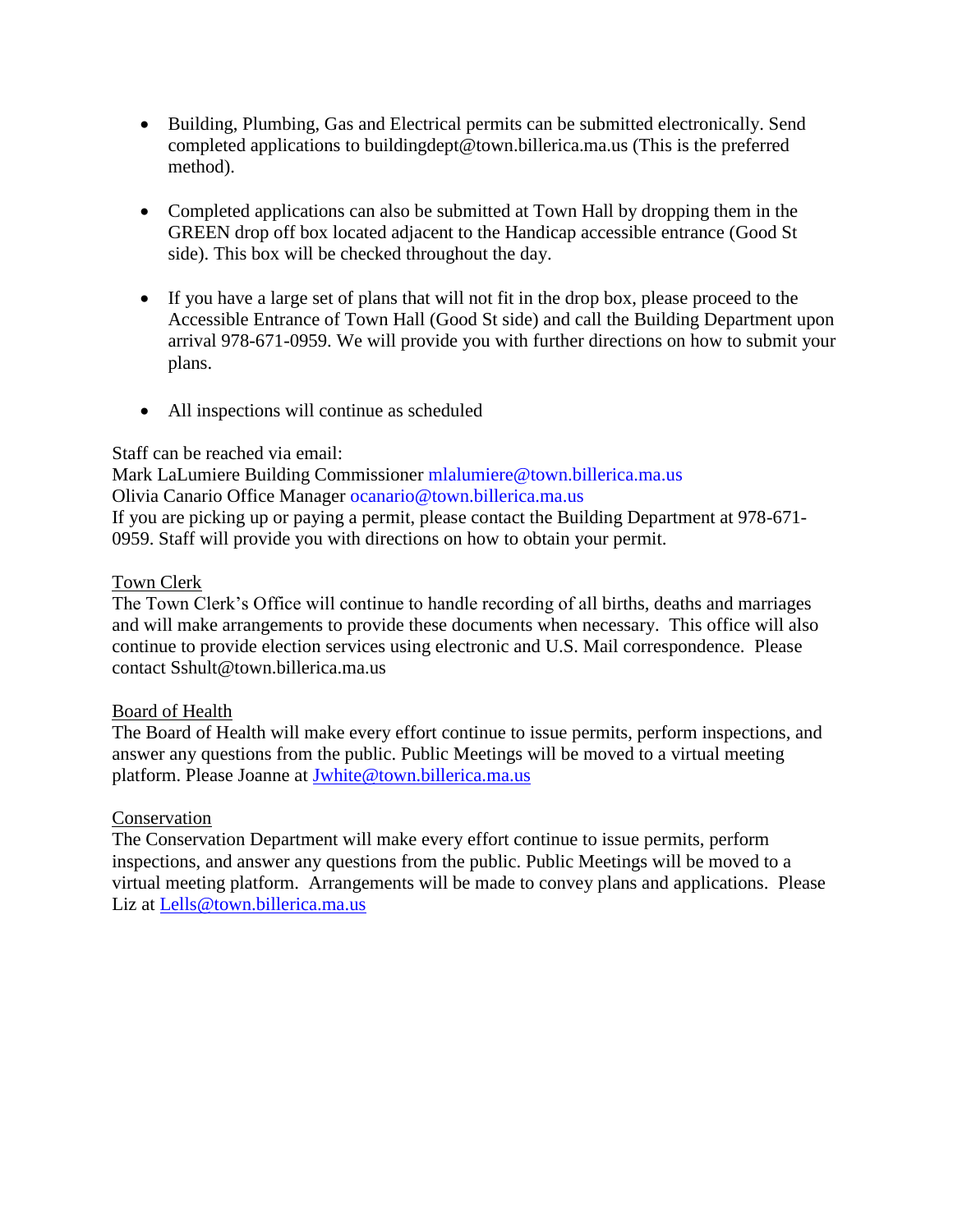- Building, Plumbing, Gas and Electrical permits can be submitted electronically. Send completed applications to buildingdept@town.billerica.ma.us (This is the preferred method).

- Completed applications can also be submitted at Town Hall by dropping them in the GREEN drop off box located adjacent to the Handicap accessible entrance (Good St side). This box will be checked throughout the day.

- If you have a large set of plans that will not fit in the drop box, please proceed to the Accessible Entrance of Town Hall (Good St side) and call the Building Department upon arrival 978-671-0959. We will provide you with further directions on how to submit your plans.

- All inspections will continue as scheduled

Staff can be reached via email:
Mark LaLumiere Building Commissioner mlalumiere@town.billerica.ma.us
Olivia Canario Office Manager ocanario@town.billerica.ma.us
If you are picking up or paying a permit, please contact the Building Department at 978-671-0959. Staff will provide you with directions on how to obtain your permit.

Town Clerk
The Town Clerk's Office will continue to handle recording of all births, deaths and marriages and will make arrangements to provide these documents when necessary. This office will also continue to provide election services using electronic and U.S. Mail correspondence. Please contact Sshult@town.billerica.ma.us

Board of Health
The Board of Health will make every effort continue to issue permits, perform inspections, and answer any questions from the public. Public Meetings will be moved to a virtual meeting platform. Please Joanne at Jwhite@town.billerica.ma.us

Conservation
The Conservation Department will make every effort continue to issue permits, perform inspections, and answer any questions from the public. Public Meetings will be moved to a virtual meeting platform. Arrangements will be made to convey plans and applications. Please Liz at Lells@town.billerica.ma.us